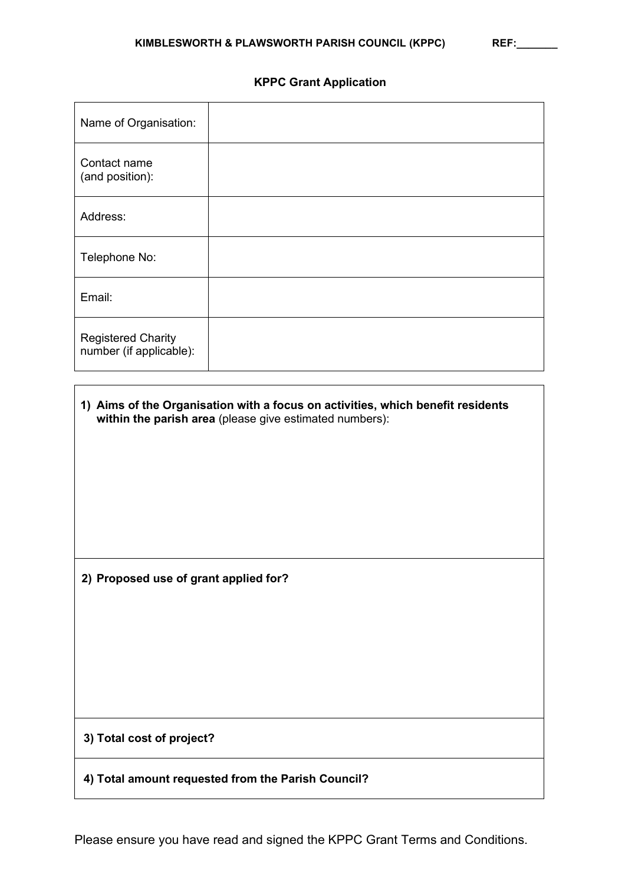**KIMBLESWORTH & PLAWSWORTH PARISH COUNCIL (KPPC)** **REF:_______**

## KPPC Grant Application

| | |
|---|---|
| Name of Organisation: | |
| Contact name (and position): | |
| Address: | |
| Telephone No: | |
| Email: | |
| Registered Charity number (if applicable): | |

1) **Aims of the Organisation with a focus on activities, which benefit residents within the parish area** (please give estimated numbers):

2) **Proposed use of grant applied for?**

3) **Total cost of project?**

4) **Total amount requested from the Parish Council?**

Please ensure you have read and signed the KPPC Grant Terms and Conditions.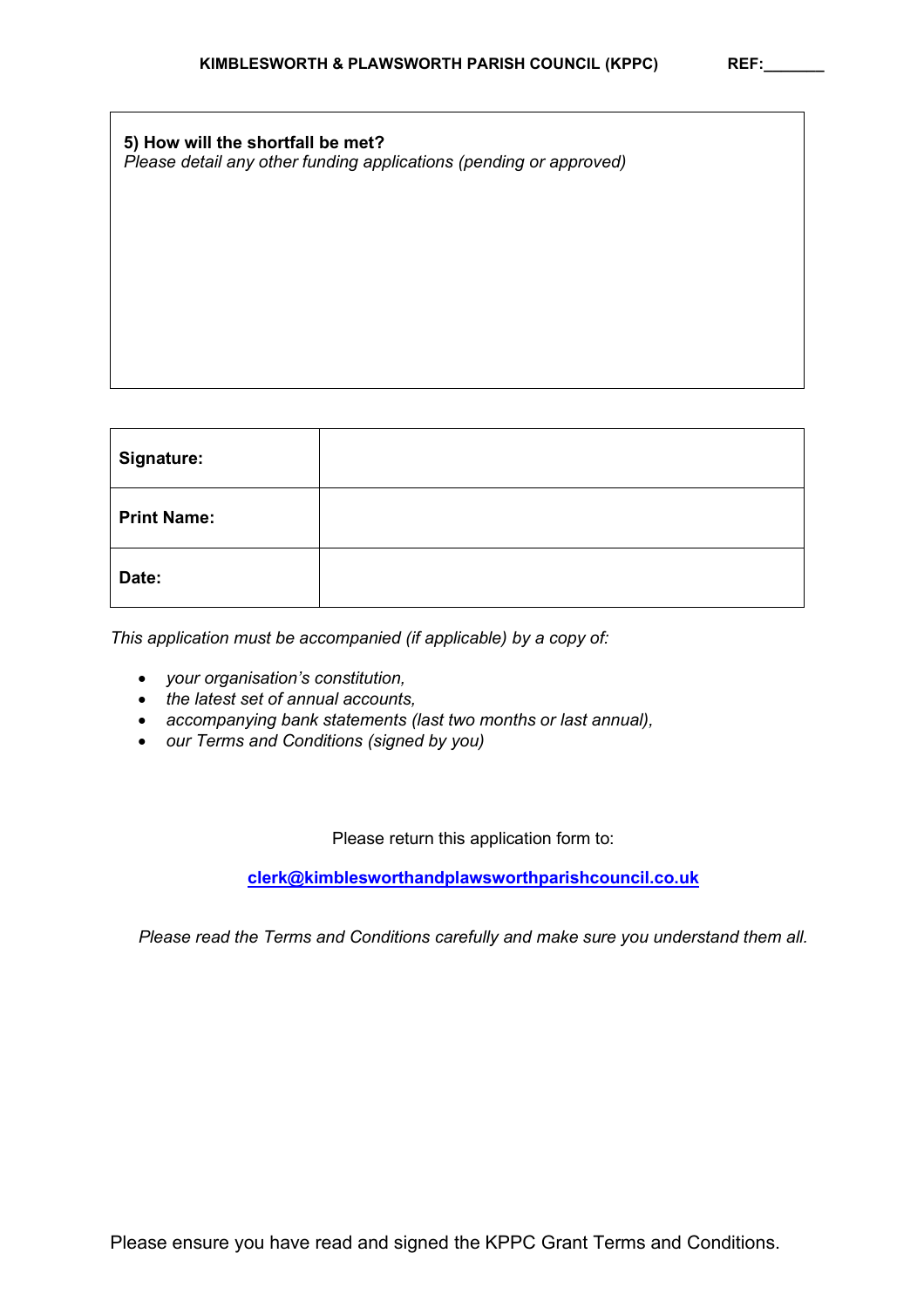**5) How will the shortfall be met?**

*Please detail any other funding applications (pending or approved)*

| | |
|---|---|
| **Signature:** | |
| **Print Name:** | |
| **Date:** | |

*This application must be accompanied (if applicable) by a copy of:*

- *your organisation's constitution,*
- *the latest set of annual accounts,*
- *accompanying bank statements (last two months or last annual),*
- *our Terms and Conditions (signed by you)*

Please return this application form to:

**clerk@kimblesworthandplawsworthparishcouncil.co.uk**

*Please read the Terms and Conditions carefully and make sure you understand them all.*

Please ensure you have read and signed the KPPC Grant Terms and Conditions.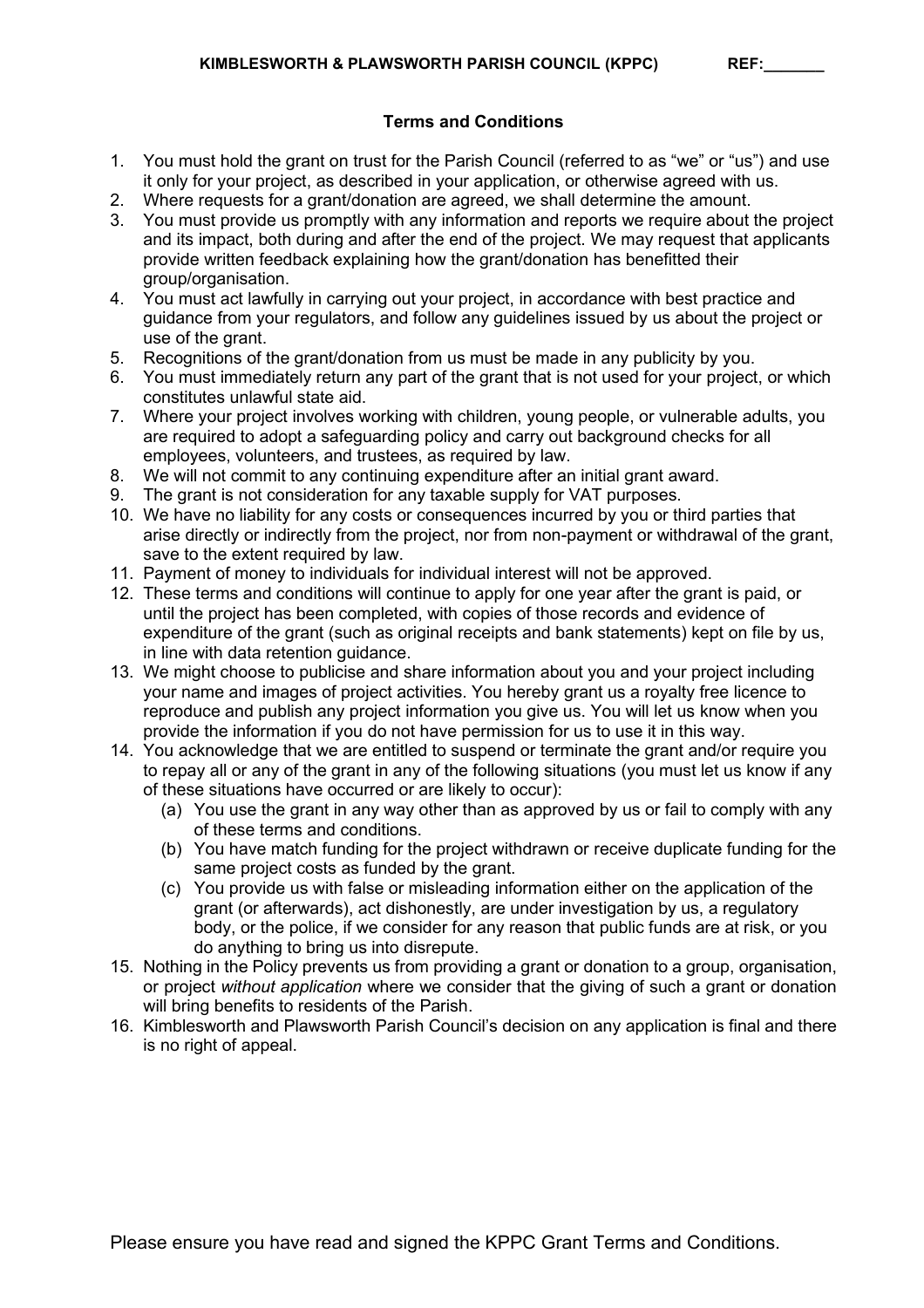**KIMBLESWORTH & PLAWSWORTH PARISH COUNCIL (KPPC) REF:_______**

## Terms and Conditions

1. You must hold the grant on trust for the Parish Council (referred to as "we" or "us") and use it only for your project, as described in your application, or otherwise agreed with us.
2. Where requests for a grant/donation are agreed, we shall determine the amount.
3. You must provide us promptly with any information and reports we require about the project and its impact, both during and after the end of the project. We may request that applicants provide written feedback explaining how the grant/donation has benefitted their group/organisation.
4. You must act lawfully in carrying out your project, in accordance with best practice and guidance from your regulators, and follow any guidelines issued by us about the project or use of the grant.
5. Recognitions of the grant/donation from us must be made in any publicity by you.
6. You must immediately return any part of the grant that is not used for your project, or which constitutes unlawful state aid.
7. Where your project involves working with children, young people, or vulnerable adults, you are required to adopt a safeguarding policy and carry out background checks for all employees, volunteers, and trustees, as required by law.
8. We will not commit to any continuing expenditure after an initial grant award.
9. The grant is not consideration for any taxable supply for VAT purposes.
10. We have no liability for any costs or consequences incurred by you or third parties that arise directly or indirectly from the project, nor from non-payment or withdrawal of the grant, save to the extent required by law.
11. Payment of money to individuals for individual interest will not be approved.
12. These terms and conditions will continue to apply for one year after the grant is paid, or until the project has been completed, with copies of those records and evidence of expenditure of the grant (such as original receipts and bank statements) kept on file by us, in line with data retention guidance.
13. We might choose to publicise and share information about you and your project including your name and images of project activities. You hereby grant us a royalty free licence to reproduce and publish any project information you give us. You will let us know when you provide the information if you do not have permission for us to use it in this way.
14. You acknowledge that we are entitled to suspend or terminate the grant and/or require you to repay all or any of the grant in any of the following situations (you must let us know if any of these situations have occurred or are likely to occur):
    (a) You use the grant in any way other than as approved by us or fail to comply with any of these terms and conditions.
    (b) You have match funding for the project withdrawn or receive duplicate funding for the same project costs as funded by the grant.
    (c) You provide us with false or misleading information either on the application of the grant (or afterwards), act dishonestly, are under investigation by us, a regulatory body, or the police, if we consider for any reason that public funds are at risk, or you do anything to bring us into disrepute.
15. Nothing in the Policy prevents us from providing a grant or donation to a group, organisation, or project *without application* where we consider that the giving of such a grant or donation will bring benefits to residents of the Parish.
16. Kimblesworth and Plawsworth Parish Council's decision on any application is final and there is no right of appeal.

Please ensure you have read and signed the KPPC Grant Terms and Conditions.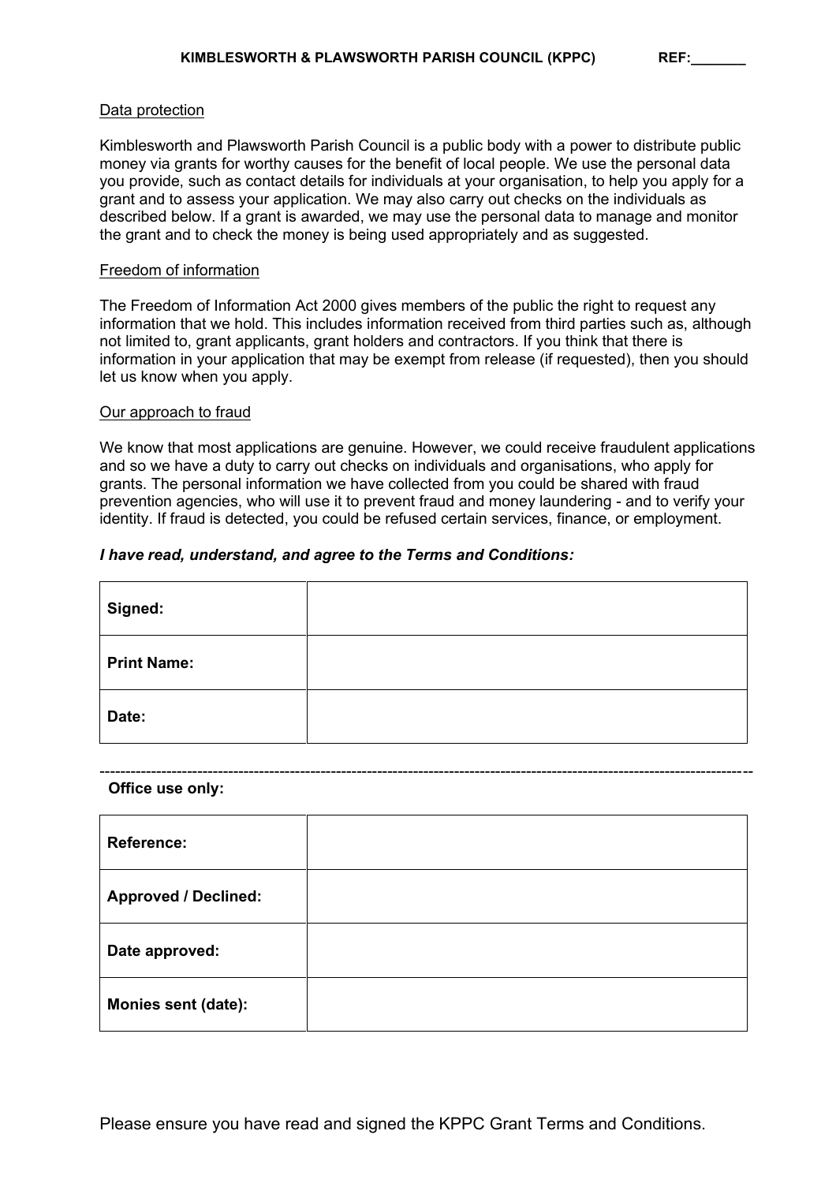Data protection

Kimblesworth and Plawsworth Parish Council is a public body with a power to distribute public money via grants for worthy causes for the benefit of local people. We use the personal data you provide, such as contact details for individuals at your organisation, to help you apply for a grant and to assess your application. We may also carry out checks on the individuals as described below. If a grant is awarded, we may use the personal data to manage and monitor the grant and to check the money is being used appropriately and as suggested.

Freedom of information

The Freedom of Information Act 2000 gives members of the public the right to request any information that we hold. This includes information received from third parties such as, although not limited to, grant applicants, grant holders and contractors. If you think that there is information in your application that may be exempt from release (if requested), then you should let us know when you apply.

Our approach to fraud

We know that most applications are genuine. However, we could receive fraudulent applications and so we have a duty to carry out checks on individuals and organisations, who apply for grants. The personal information we have collected from you could be shared with fraud prevention agencies, who will use it to prevent fraud and money laundering - and to verify your identity. If fraud is detected, you could be refused certain services, finance, or employment.

***I have read, understand, and agree to the Terms and Conditions:***

| | |
|---|---|
| **Signed:** | |
| **Print Name:** | |
| **Date:** | |

---

**Office use only:**

| | |
|---|---|
| **Reference:** | |
| **Approved / Declined:** | |
| **Date approved:** | |
| **Monies sent (date):** | |

Please ensure you have read and signed the KPPC Grant Terms and Conditions.